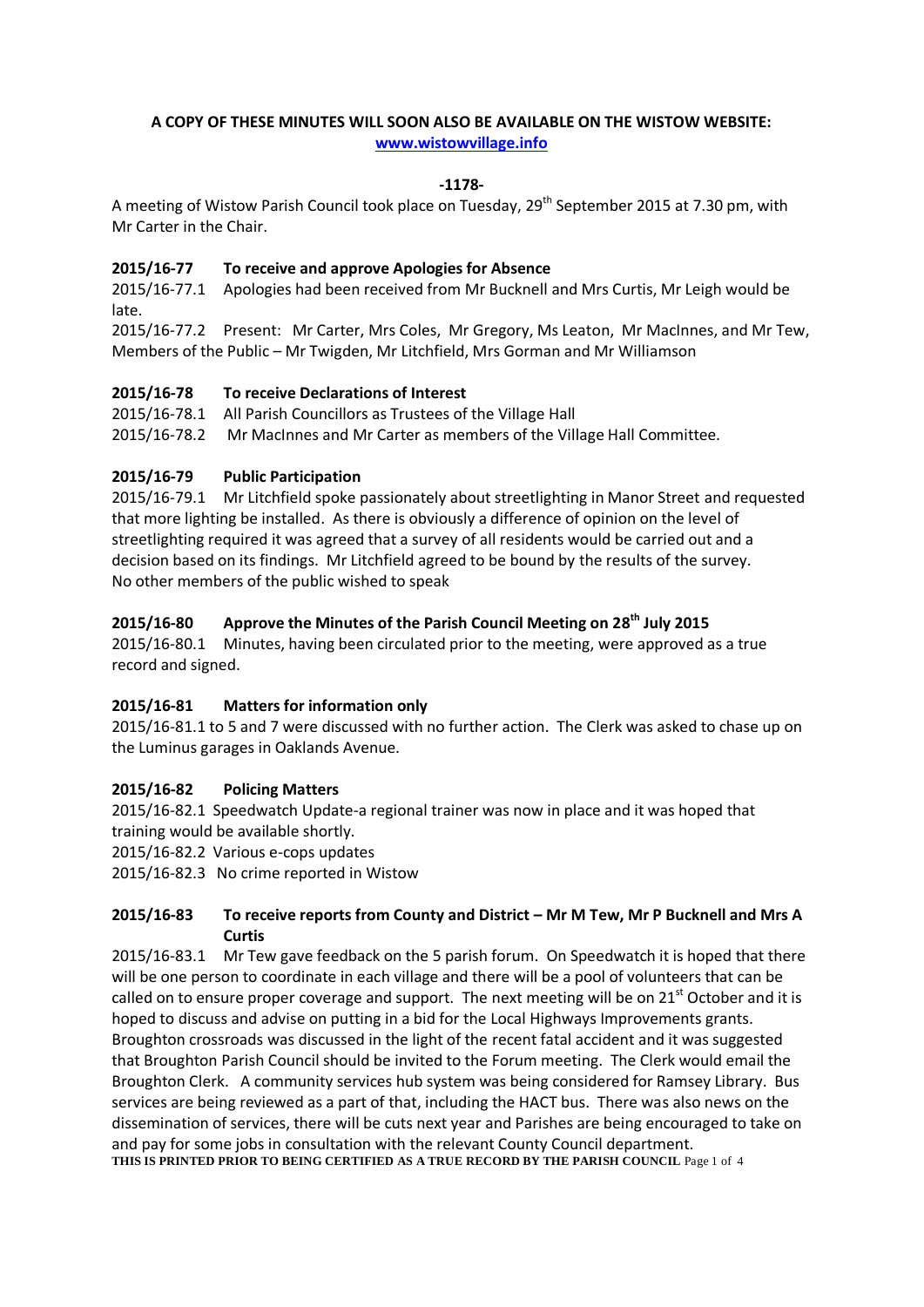**A COPY OF THESE MINUTES WILL SOON ALSO BE AVAILABLE ON THE WISTOW WEBSITE:**
**www.wistowvillage.info**

**-1178-**

A meeting of Wistow Parish Council took place on Tuesday, 29th September 2015 at 7.30 pm, with Mr Carter in the Chair.

### 2015/16-77 To receive and approve Apologies for Absence

2015/16-77.1 Apologies had been received from Mr Bucknell and Mrs Curtis, Mr Leigh would be late.

2015/16-77.2 Present: Mr Carter, Mrs Coles, Mr Gregory, Ms Leaton, Mr MacInnes, and Mr Tew, Members of the Public – Mr Twigden, Mr Litchfield, Mrs Gorman and Mr Williamson

### 2015/16-78 To receive Declarations of Interest

2015/16-78.1 All Parish Councillors as Trustees of the Village Hall

2015/16-78.2 Mr MacInnes and Mr Carter as members of the Village Hall Committee.

### 2015/16-79 Public Participation

2015/16-79.1 Mr Litchfield spoke passionately about streetlighting in Manor Street and requested that more lighting be installed. As there is obviously a difference of opinion on the level of streetlighting required it was agreed that a survey of all residents would be carried out and a decision based on its findings. Mr Litchfield agreed to be bound by the results of the survey. No other members of the public wished to speak

### 2015/16-80 Approve the Minutes of the Parish Council Meeting on 28th July 2015

2015/16-80.1 Minutes, having been circulated prior to the meeting, were approved as a true record and signed.

### 2015/16-81 Matters for information only

2015/16-81.1 to 5 and 7 were discussed with no further action. The Clerk was asked to chase up on the Luminus garages in Oaklands Avenue.

### 2015/16-82 Policing Matters

2015/16-82.1 Speedwatch Update-a regional trainer was now in place and it was hoped that training would be available shortly.

2015/16-82.2 Various e-cops updates

2015/16-82.3 No crime reported in Wistow

### 2015/16-83 To receive reports from County and District – Mr M Tew, Mr P Bucknell and Mrs A Curtis

2015/16-83.1 Mr Tew gave feedback on the 5 parish forum. On Speedwatch it is hoped that there will be one person to coordinate in each village and there will be a pool of volunteers that can be called on to ensure proper coverage and support. The next meeting will be on 21st October and it is hoped to discuss and advise on putting in a bid for the Local Highways Improvements grants. Broughton crossroads was discussed in the light of the recent fatal accident and it was suggested that Broughton Parish Council should be invited to the Forum meeting. The Clerk would email the Broughton Clerk. A community services hub system was being considered for Ramsey Library. Bus services are being reviewed as a part of that, including the HACT bus. There was also news on the dissemination of services, there will be cuts next year and Parishes are being encouraged to take on and pay for some jobs in consultation with the relevant County Council department.

**THIS IS PRINTED PRIOR TO BEING CERTIFIED AS A TRUE RECORD BY THE PARISH COUNCIL**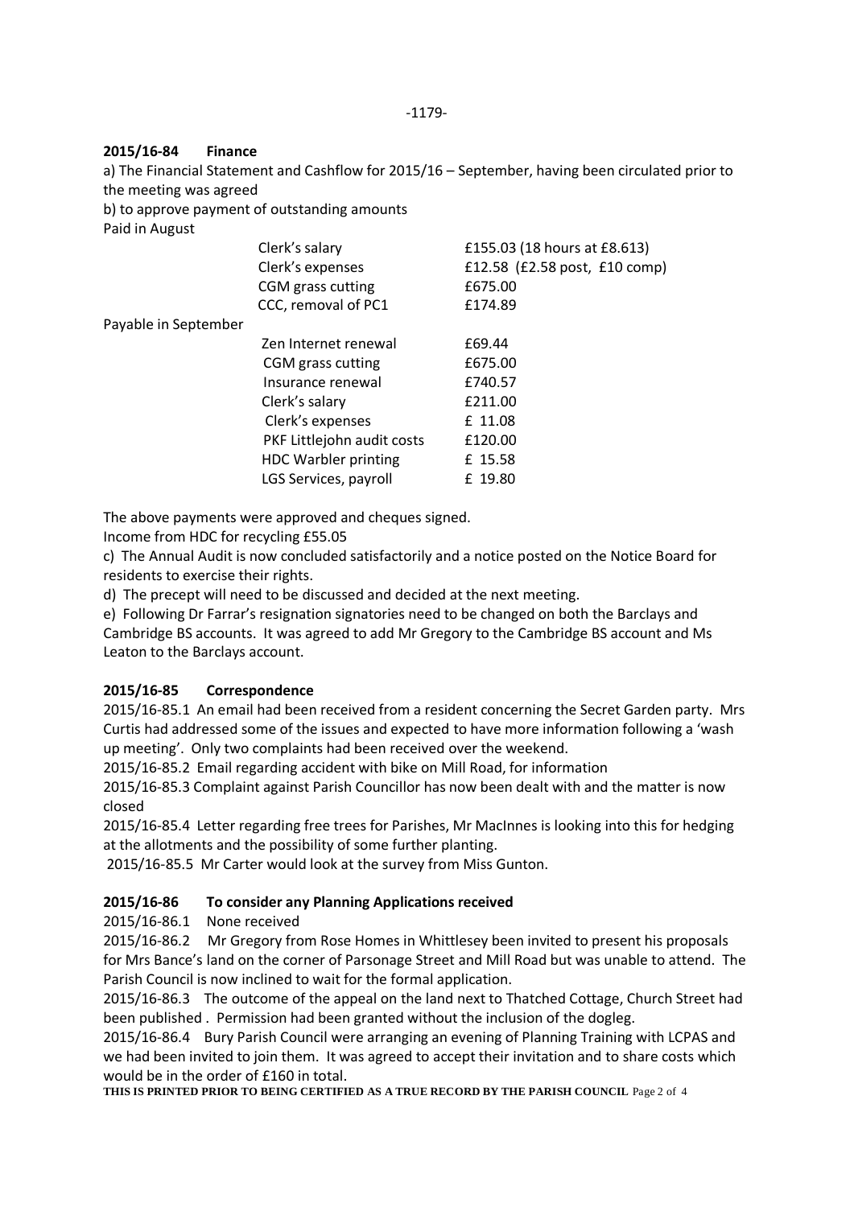**2015/16-84 Finance**

a) The Financial Statement and Cashflow for 2015/16 – September, having been circulated prior to the meeting was agreed

b) to approve payment of outstanding amounts

| | | |
|---|---|---|
| Paid in August | Clerk's salary | £155.03 (18 hours at £8.613) |
| | Clerk's expenses | £12.58 (£2.58 post, £10 comp) |
| | CGM grass cutting | £675.00 |
| | CCC, removal of PC1 | £174.89 |
| Payable in September | Zen Internet renewal | £69.44 |
| | CGM grass cutting | £675.00 |
| | Insurance renewal | £740.57 |
| | Clerk's salary | £211.00 |
| | Clerk's expenses | £ 11.08 |
| | PKF Littlejohn audit costs | £120.00 |
| | HDC Warbler printing | £ 15.58 |
| | LGS Services, payroll | £ 19.80 |

The above payments were approved and cheques signed.

Income from HDC for recycling £55.05

c) The Annual Audit is now concluded satisfactorily and a notice posted on the Notice Board for residents to exercise their rights.

d) The precept will need to be discussed and decided at the next meeting.

e) Following Dr Farrar's resignation signatories need to be changed on both the Barclays and Cambridge BS accounts. It was agreed to add Mr Gregory to the Cambridge BS account and Ms Leaton to the Barclays account.

**2015/16-85 Correspondence**

2015/16-85.1 An email had been received from a resident concerning the Secret Garden party. Mrs Curtis had addressed some of the issues and expected to have more information following a 'wash up meeting'. Only two complaints had been received over the weekend.

2015/16-85.2 Email regarding accident with bike on Mill Road, for information

2015/16-85.3 Complaint against Parish Councillor has now been dealt with and the matter is now closed

2015/16-85.4 Letter regarding free trees for Parishes, Mr MacInnes is looking into this for hedging at the allotments and the possibility of some further planting.

2015/16-85.5 Mr Carter would look at the survey from Miss Gunton.

**2015/16-86 To consider any Planning Applications received**

2015/16-86.1 None received

2015/16-86.2 Mr Gregory from Rose Homes in Whittlesey been invited to present his proposals for Mrs Bance's land on the corner of Parsonage Street and Mill Road but was unable to attend. The Parish Council is now inclined to wait for the formal application.

2015/16-86.3 The outcome of the appeal on the land next to Thatched Cottage, Church Street had been published . Permission had been granted without the inclusion of the dogleg.

2015/16-86.4 Bury Parish Council were arranging an evening of Planning Training with LCPAS and we had been invited to join them. It was agreed to accept their invitation and to share costs which would be in the order of £160 in total.

**THIS IS PRINTED PRIOR TO BEING CERTIFIED AS A TRUE RECORD BY THE PARISH COUNCIL**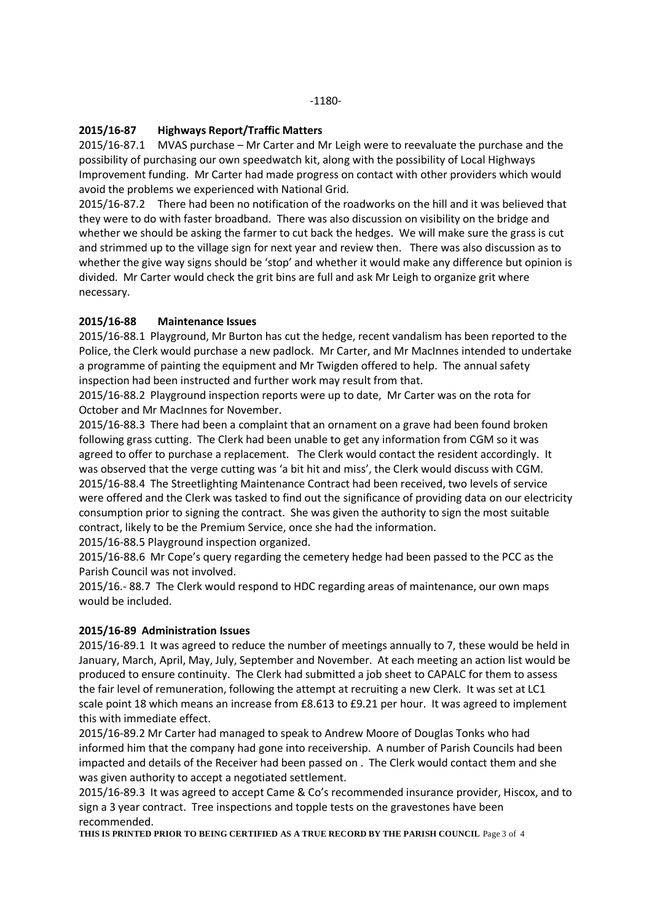-1180-

**2015/16-87 Highways Report/Traffic Matters**

2015/16-87.1 MVAS purchase – Mr Carter and Mr Leigh were to reevaluate the purchase and the possibility of purchasing our own speedwatch kit, along with the possibility of Local Highways Improvement funding. Mr Carter had made progress on contact with other providers which would avoid the problems we experienced with National Grid.

2015/16-87.2 There had been no notification of the roadworks on the hill and it was believed that they were to do with faster broadband. There was also discussion on visibility on the bridge and whether we should be asking the farmer to cut back the hedges. We will make sure the grass is cut and strimmed up to the village sign for next year and review then. There was also discussion as to whether the give way signs should be 'stop' and whether it would make any difference but opinion is divided. Mr Carter would check the grit bins are full and ask Mr Leigh to organize grit where necessary.

**2015/16-88 Maintenance Issues**

2015/16-88.1 Playground, Mr Burton has cut the hedge, recent vandalism has been reported to the Police, the Clerk would purchase a new padlock. Mr Carter, and Mr MacInnes intended to undertake a programme of painting the equipment and Mr Twigden offered to help. The annual safety inspection had been instructed and further work may result from that.

2015/16-88.2 Playground inspection reports were up to date, Mr Carter was on the rota for October and Mr MacInnes for November.

2015/16-88.3 There had been a complaint that an ornament on a grave had been found broken following grass cutting. The Clerk had been unable to get any information from CGM so it was agreed to offer to purchase a replacement. The Clerk would contact the resident accordingly. It was observed that the verge cutting was 'a bit hit and miss', the Clerk would discuss with CGM.

2015/16-88.4 The Streetlighting Maintenance Contract had been received, two levels of service were offered and the Clerk was tasked to find out the significance of providing data on our electricity consumption prior to signing the contract. She was given the authority to sign the most suitable contract, likely to be the Premium Service, once she had the information.

2015/16-88.5 Playground inspection organized.

2015/16-88.6 Mr Cope's query regarding the cemetery hedge had been passed to the PCC as the Parish Council was not involved.

2015/16.- 88.7 The Clerk would respond to HDC regarding areas of maintenance, our own maps would be included.

**2015/16-89 Administration Issues**

2015/16-89.1 It was agreed to reduce the number of meetings annually to 7, these would be held in January, March, April, May, July, September and November. At each meeting an action list would be produced to ensure continuity. The Clerk had submitted a job sheet to CAPALC for them to assess the fair level of remuneration, following the attempt at recruiting a new Clerk. It was set at LC1 scale point 18 which means an increase from £8.613 to £9.21 per hour. It was agreed to implement this with immediate effect.

2015/16-89.2 Mr Carter had managed to speak to Andrew Moore of Douglas Tonks who had informed him that the company had gone into receivership. A number of Parish Councils had been impacted and details of the Receiver had been passed on . The Clerk would contact them and she was given authority to accept a negotiated settlement.

2015/16-89.3 It was agreed to accept Came & Co's recommended insurance provider, Hiscox, and to sign a 3 year contract. Tree inspections and topple tests on the gravestones have been recommended.

**THIS IS PRINTED PRIOR TO BEING CERTIFIED AS A TRUE RECORD BY THE PARISH COUNCIL**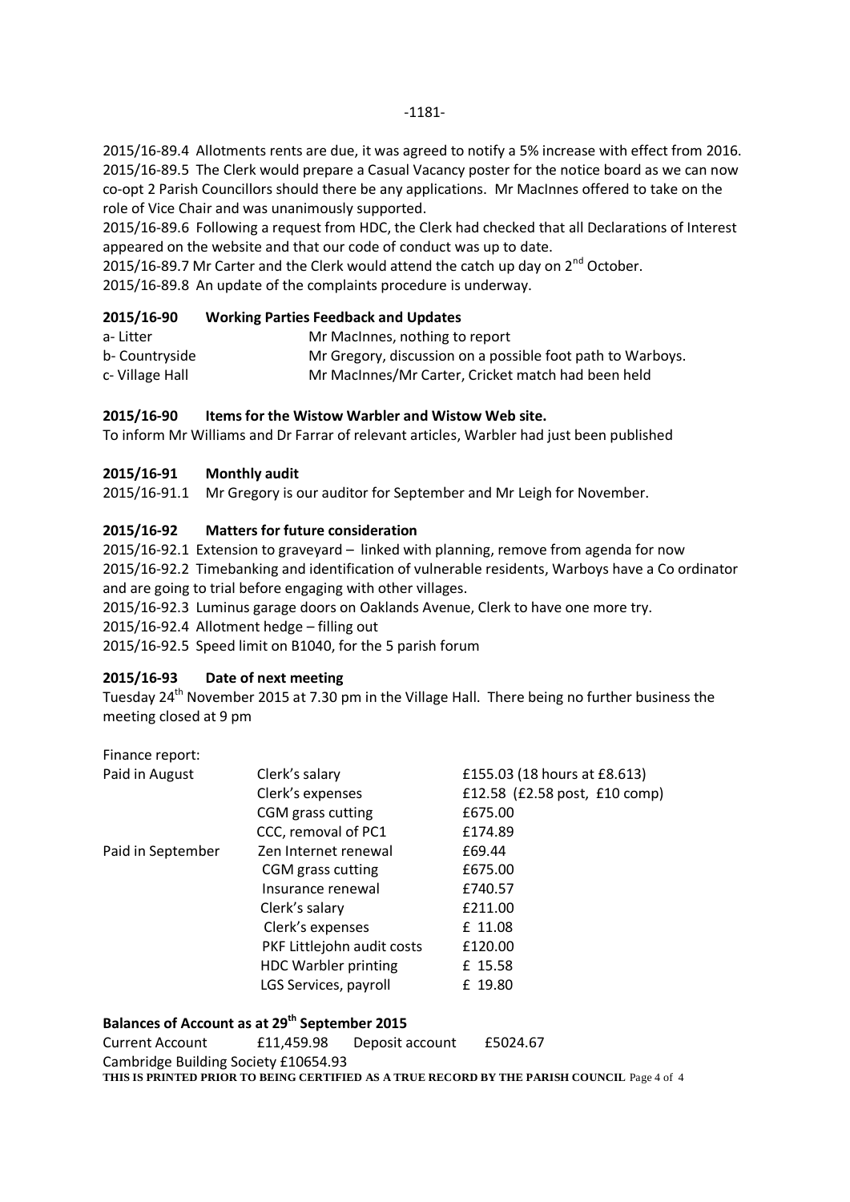2015/16-89.4 Allotments rents are due, it was agreed to notify a 5% increase with effect from 2016.
2015/16-89.5 The Clerk would prepare a Casual Vacancy poster for the notice board as we can now co-opt 2 Parish Councillors should there be any applications. Mr MacInnes offered to take on the role of Vice Chair and was unanimously supported.
2015/16-89.6 Following a request from HDC, the Clerk had checked that all Declarations of Interest appeared on the website and that our code of conduct was up to date.
2015/16-89.7 Mr Carter and the Clerk would attend the catch up day on 2nd October.
2015/16-89.8 An update of the complaints procedure is underway.

**2015/16-90 Working Parties Feedback and Updates**

| | |
|---|---|
| a- Litter | Mr MacInnes, nothing to report |
| b- Countryside | Mr Gregory, discussion on a possible foot path to Warboys. |
| c- Village Hall | Mr MacInnes/Mr Carter, Cricket match had been held |

**2015/16-90 Items for the Wistow Warbler and Wistow Web site.**

To inform Mr Williams and Dr Farrar of relevant articles, Warbler had just been published

**2015/16-91 Monthly audit**

2015/16-91.1 Mr Gregory is our auditor for September and Mr Leigh for November.

**2015/16-92 Matters for future consideration**

2015/16-92.1 Extension to graveyard – linked with planning, remove from agenda for now
2015/16-92.2 Timebanking and identification of vulnerable residents, Warboys have a Co ordinator and are going to trial before engaging with other villages.
2015/16-92.3 Luminus garage doors on Oaklands Avenue, Clerk to have one more try.
2015/16-92.4 Allotment hedge – filling out
2015/16-92.5 Speed limit on B1040, for the 5 parish forum

**2015/16-93 Date of next meeting**

Tuesday 24th November 2015 at 7.30 pm in the Village Hall. There being no further business the meeting closed at 9 pm

Finance report:

| | | |
|---|---|---|
| Paid in August | Clerk's salary | £155.03 (18 hours at £8.613) |
| | Clerk's expenses | £12.58 (£2.58 post, £10 comp) |
| | CGM grass cutting | £675.00 |
| | CCC, removal of PC1 | £174.89 |
| Paid in September | Zen Internet renewal | £69.44 |
| | CGM grass cutting | £675.00 |
| | Insurance renewal | £740.57 |
| | Clerk's salary | £211.00 |
| | Clerk's expenses | £ 11.08 |
| | PKF Littlejohn audit costs | £120.00 |
| | HDC Warbler printing | £ 15.58 |
| | LGS Services, payroll | £ 19.80 |

**Balances of Account as at 29th September 2015**

Current Account £11,459.98 Deposit account £5024.67
Cambridge Building Society £10654.93

**THIS IS PRINTED PRIOR TO BEING CERTIFIED AS A TRUE RECORD BY THE PARISH COUNCIL**